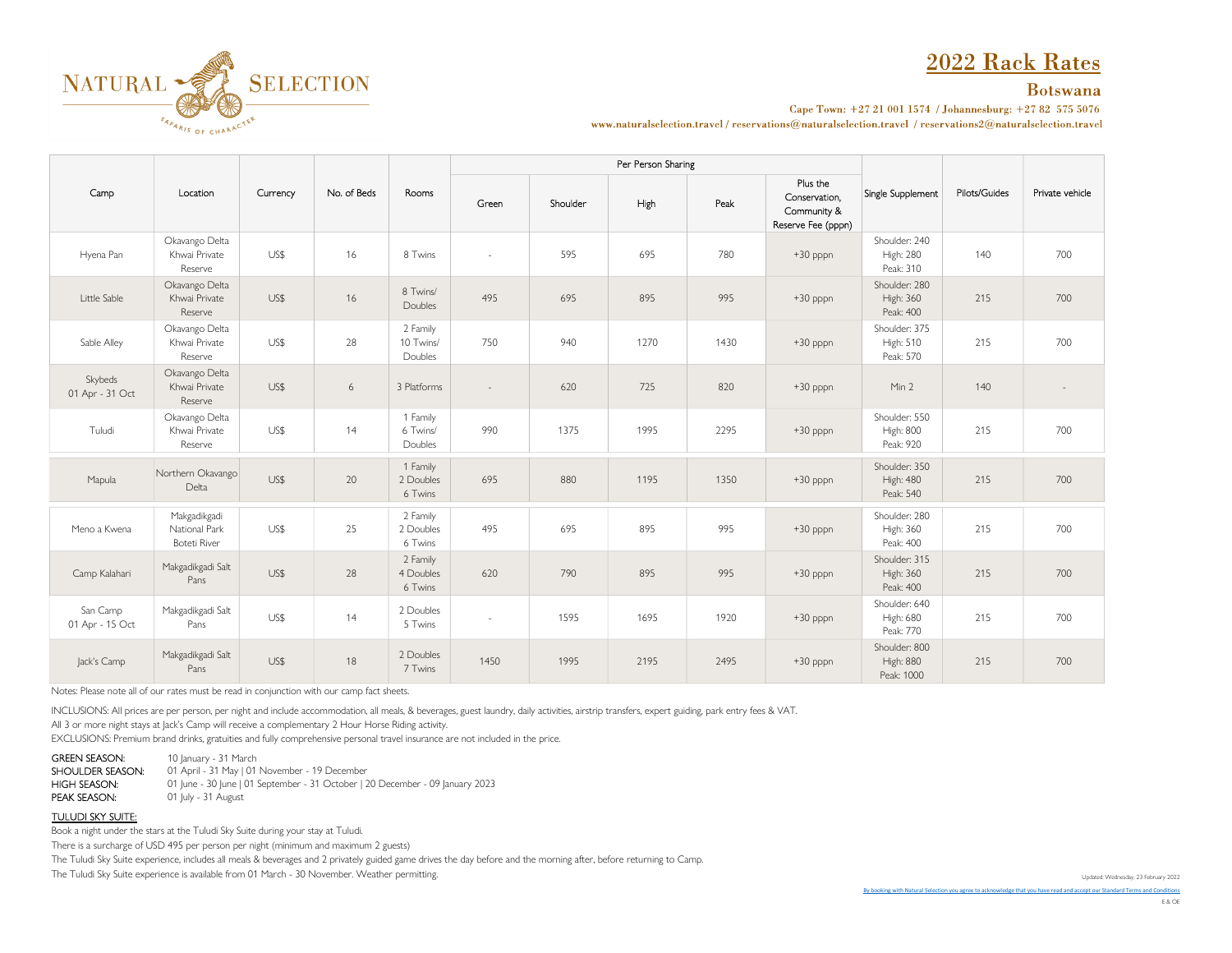NATURAL SELECTION
SAFARIS OF CHARACTER

# 2022 Rack Rates

## Botswana

Cape Town: +27 21 001 1574 / Johannesburg: +27 82 575 5076

www.naturalselection.travel / reservations@naturalselection.travel / reservations2@naturalselection.travel

| Camp | Location | Currency | No. of Beds | Rooms | Per Person Sharing | | | | | Single Supplement | Pilots/Guides | Private vehicle |
|---|---|---|---|---|---|---|---|---|---|---|---|---|
| | | | | | Green | Shoulder | High | Peak | Plus the Conservation, Community & Reserve Fee (pppn) | | | |
| Hyena Pan | Okavango Delta Khwai Private Reserve | US$ | 16 | 8 Twins | - | 595 | 695 | 780 | +30 pppn | Shoulder: 240 High: 280 Peak: 310 | 140 | 700 |
| Little Sable | Okavango Delta Khwai Private Reserve | US$ | 16 | 8 Twins/ Doubles | 495 | 695 | 895 | 995 | +30 pppn | Shoulder: 280 High: 360 Peak: 400 | 215 | 700 |
| Sable Alley | Okavango Delta Khwai Private Reserve | US$ | 28 | 2 Family 10 Twins/ Doubles | 750 | 940 | 1270 | 1430 | +30 pppn | Shoulder: 375 High: 510 Peak: 570 | 215 | 700 |
| Skybeds 01 Apr - 31 Oct | Okavango Delta Khwai Private Reserve | US$ | 6 | 3 Platforms | - | 620 | 725 | 820 | +30 pppn | Min 2 | 140 | - |
| Tuludi | Okavango Delta Khwai Private Reserve | US$ | 14 | 1 Family 6 Twins/ Doubles | 990 | 1375 | 1995 | 2295 | +30 pppn | Shoulder: 550 High: 800 Peak: 920 | 215 | 700 |
| Mapula | Northern Okavango Delta | US$ | 20 | 1 Family 2 Doubles 6 Twins | 695 | 880 | 1195 | 1350 | +30 pppn | Shoulder: 350 High: 480 Peak: 540 | 215 | 700 |
| Meno a Kwena | Makgadikgadi National Park Boteti River | US$ | 25 | 2 Family 2 Doubles 6 Twins | 495 | 695 | 895 | 995 | +30 pppn | Shoulder: 280 High: 360 Peak: 400 | 215 | 700 |
| Camp Kalahari | Makgadikgadi Salt Pans | US$ | 28 | 2 Family 4 Doubles 6 Twins | 620 | 790 | 895 | 995 | +30 pppn | Shoulder: 315 High: 360 Peak: 400 | 215 | 700 |
| San Camp 01 Apr - 15 Oct | Makgadikgadi Salt Pans | US$ | 14 | 2 Doubles 5 Twins | - | 1595 | 1695 | 1920 | +30 pppn | Shoulder: 640 High: 680 Peak: 770 | 215 | 700 |
| Jack's Camp | Makgadikgadi Salt Pans | US$ | 18 | 2 Doubles 7 Twins | 1450 | 1995 | 2195 | 2495 | +30 pppn | Shoulder: 800 High: 880 Peak: 1000 | 215 | 700 |

Notes: Please note all of our rates must be read in conjunction with our camp fact sheets.

INCLUSIONS: All prices are per person, per night and include accommodation, all meals, & beverages, guest laundry, daily activities, airstrip transfers, expert guiding, park entry fees & VAT.

All 3 or more night stays at Jack's Camp will receive a complementary 2 Hour Horse Riding activity.

EXCLUSIONS: Premium brand drinks, gratuities and fully comprehensive personal travel insurance are not included in the price.

GREEN SEASON: 10 January - 31 March
SHOULDER SEASON: 01 April - 31 May | 01 November - 19 December
HIGH SEASON: 01 June - 30 June | 01 September - 31 October | 20 December - 09 January 2023
PEAK SEASON: 01 July - 31 August

**TULUDI SKY SUITE:**

Book a night under the stars at the Tuludi Sky Suite during your stay at Tuludi.

There is a surcharge of USD 495 per person per night (minimum and maximum 2 guests)

The Tuludi Sky Suite experience, includes all meals & beverages and 2 privately guided game drives the day before and the morning after, before returning to Camp.

The Tuludi Sky Suite experience is available from 01 March - 30 November. Weather permitting.

Updated: Wednesday, 23 February 2022

By booking with Natural Selection you agree to acknowledge that you have read and accept our Standard Terms and Conditions

E & OE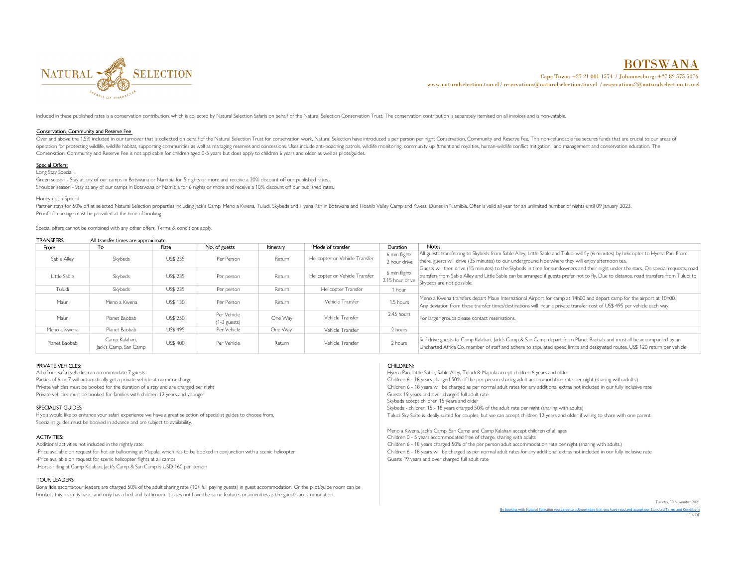# BOTSWANA

Cape Town: +27 21 001 1574 / Johannesburg: +27 82 575 5076
www.naturalselection.travel / reservations@naturalselection.travel / reservations2@naturalselection.travel

Included in these published rates is a conservation contribution, which is collected by Natural Selection Safaris on behalf of the Natural Selection Conservation Trust. The conservation contribution is separately itemised on all invoices and is non-vatable.

## Conservation, Community and Reserve Fee

Over and above the 1.5% included in our turnover that is collected on behalf of the Natural Selection Trust for conservation work, Natural Selection have introduced a per person per night Conservation, Community and Reserve Fee. This non-refundable fee secures funds that are crucial to our areas of operation for protecting wildlife, wildlife habitat, supporting communities as well as managing reserves and concessions. Uses include anti-poaching patrols, wildlife monitoring, community upliftment and royalties, human-wildlife conflict mitigation, land management and conservation education. The Conservation, Community and Reserve Fee is not applicable for children aged 0-5 years but does apply to children 6 years and older as well as pilots/guides.

## Special Offers:

Long Stay Special:

Green season - Stay at any of our camps in Botswana or Namibia for 5 nights or more and receive a 20% discount off our published rates.
Shoulder season - Stay at any of our camps in Botswana or Namibia for 6 nights or more and receive a 10% discount off our published rates.

Honeymoon Special:

Partner stays for 50% off at selected Natural Selection properties including Jack's Camp, Meno a Kwena, Tuludi, Skybeds and Hyena Pan in Botswana and Hoanib Valley Camp and Kwessi Dunes in Namibia. Offer is valid all year for an unlimited number of nights until 09 January 2023.
Proof of marriage must be provided at the time of booking.

Special offers cannot be combined with any other offers. Terms & conditions apply.

## TRANSFERS:

All transfer times are approximate

| From | To | Rate | No. of guests | Itinerary | Mode of transfer | Duration | Notes |
|---|---|---|---|---|---|---|---|
| Sable Alley | Skybeds | US$ 235 | Per Person | Return | Helicopter or Vehicle Transfer | 6 min flight/ 2 hour drive | All guests transferring to Skybeds from Sable Alley, Little Sable and Tuludi will fly (6 minutes) by helicopter to Hyena Pan. From there, guests will drive (35 minutes) to our underground hide where they will enjoy afternoon tea. Guests will then drive (15 minutes) to the Skybeds in time for sundowners and their night under the stars. On special requests, road transfers from Sable Alley and Little Sable can be arranged if guests prefer not to fly. Due to distance, road transfers from Tuludi to Skybeds are not possible. |
| Little Sable | Skybeds | US$ 235 | Per person | Return | Helicopter or Vehicle Transfer | 6 min flight/ 2.15 hour drive | |
| Tuludi | Skybeds | US$ 235 | Per person | Return | Helicopter Transfer | 1 hour | |
| Maun | Meno a Kwena | US$ 130 | Per Person | Return | Vehicle Transfer | 1.5 hours | Meno a Kwena transfers depart Maun International Airport for camp at 14h00 and depart camp for the airport at 10h00. Any deviation from these transfer times/destinations will incur a private transfer cost of US$ 495 per vehicle each way. |
| Maun | Planet Baobab | US$ 250 | Per Vehicle (1-3 guests) | One Way | Vehicle Transfer | 2.45 hours | For larger groups please contact reservations. |
| Meno a Kwena | Planet Baobab | US$ 495 | Per Vehicle | One Way | Vehicle Transfer | 2 hours | |
| Planet Baobab | Camp Kalahari, Jack's Camp, San Camp | US$ 400 | Per Vehicle | Return | Vehicle Transfer | 2 hours | Self drive guests to Camp Kalahari, Jack's Camp & San Camp depart from Planet Baobab and must all be accompanied by an Uncharted Africa Co. member of staff and adhere to stipulated speed limits and designated routes. US$ 120 return per vehicle. |

## PRIVATE VEHICLES:

All of our safari vehicles can accommodate 7 guests
Parties of 6 or 7 will automatically get a private vehicle at no extra charge
Private vehicles must be booked for the duration of a stay and are charged per night
Private vehicles must be booked for families with children 12 years and younger

## SPECIALIST GUIDES:

If you would like to enhance your safari experience we have a great selection of specialist guides to choose from.
Specialist guides must be booked in advance and are subject to availability.

## ACTIVITIES:

Additional activities not included in the nightly rate:
- Price available on request for hot air ballooning at Mapula, which has to be booked in conjunction with a scenic helicopter
- Price available on request for scenic helicopter flights at all camps
- Horse riding at Camp Kalahari, Jack's Camp & San Camp is USD 160 per person

## TOUR LEADERS:

Bona fide escorts/tour leaders are charged 50% of the adult sharing rate (10+ full paying guests) in guest accommodation. Or the pilot/guide room can be booked, this room is basic, and only has a bed and bathroom. It does not have the same features or amenities as the guest's accommodation.

## CHILDREN:

Hyena Pan, Little Sable, Sable Alley, Tuludi & Mapula accept children 6 years and older
Children 6 - 18 years charged 50% of the per person sharing adult accommodation rate per night (sharing with adults.)
Children 6 - 18 years will be charged as per normal adult rates for any additional extras not included in our fully inclusive rate
Guests 19 years and over charged full adult rate
Skybeds accept children 15 years and older
Skybeds - children 15 - 18 years charged 50% of the adult rate per night (sharing with adults)
Tuludi Sky Suite is ideally suited for couples, but we can accept children 12 years and older if willing to share with one parent.

Meno a Kwena, Jack's Camp, San Camp and Camp Kalahari accept children of all ages
Children 0 - 5 years accommodated free of charge, sharing with adults
Children 6 - 18 years charged 50% of the per person adult accommodation rate per night (sharing with adults.)
Children 6 - 18 years will be charged as per normal adult rates for any additional extras not included in our fully inclusive rate
Guests 19 years and over charged full adult rate

Tuesday, 30 November 2021

By booking with Natural Selection you agree to acknowledge that you have read and accept our Standard Terms and Conditions
E & OE